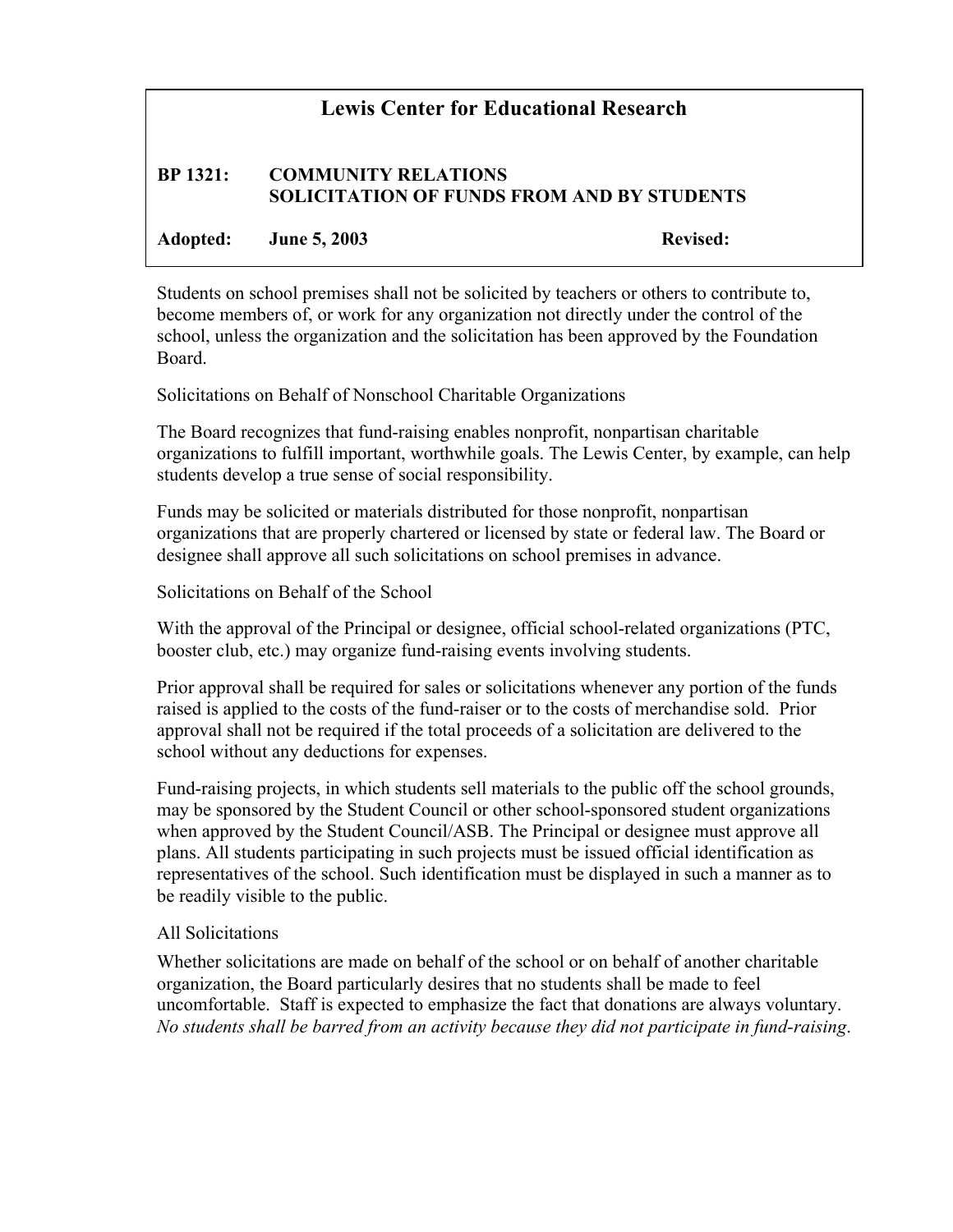# Lewis Center for Educational Research

**BP 1321: COMMUNITY RELATIONS**
**SOLICITATION OF FUNDS FROM AND BY STUDENTS**

**Adopted: June 5, 2003** **Revised:**

Students on school premises shall not be solicited by teachers or others to contribute to, become members of, or work for any organization not directly under the control of the school, unless the organization and the solicitation has been approved by the Foundation Board.

Solicitations on Behalf of Nonschool Charitable Organizations

The Board recognizes that fund-raising enables nonprofit, nonpartisan charitable organizations to fulfill important, worthwhile goals. The Lewis Center, by example, can help students develop a true sense of social responsibility.

Funds may be solicited or materials distributed for those nonprofit, nonpartisan organizations that are properly chartered or licensed by state or federal law. The Board or designee shall approve all such solicitations on school premises in advance.

Solicitations on Behalf of the School

With the approval of the Principal or designee, official school-related organizations (PTC, booster club, etc.) may organize fund-raising events involving students.

Prior approval shall be required for sales or solicitations whenever any portion of the funds raised is applied to the costs of the fund-raiser or to the costs of merchandise sold. Prior approval shall not be required if the total proceeds of a solicitation are delivered to the school without any deductions for expenses.

Fund-raising projects, in which students sell materials to the public off the school grounds, may be sponsored by the Student Council or other school-sponsored student organizations when approved by the Student Council/ASB. The Principal or designee must approve all plans. All students participating in such projects must be issued official identification as representatives of the school. Such identification must be displayed in such a manner as to be readily visible to the public.

All Solicitations

Whether solicitations are made on behalf of the school or on behalf of another charitable organization, the Board particularly desires that no students shall be made to feel uncomfortable. Staff is expected to emphasize the fact that donations are always voluntary. *No students shall be barred from an activity because they did not participate in fund-raising*.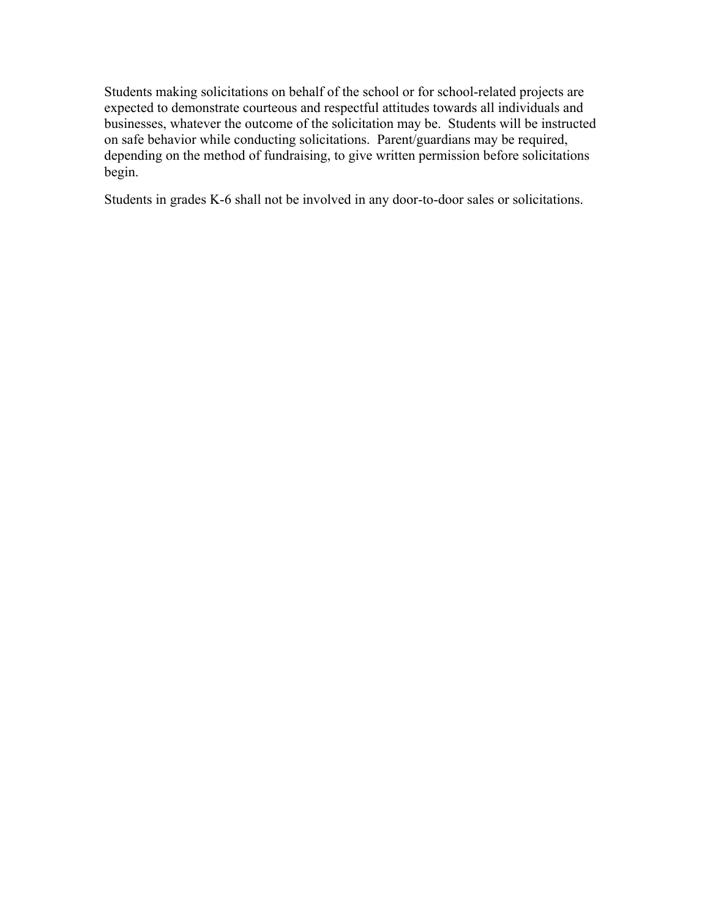Students making solicitations on behalf of the school or for school-related projects are expected to demonstrate courteous and respectful attitudes towards all individuals and businesses, whatever the outcome of the solicitation may be. Students will be instructed on safe behavior while conducting solicitations. Parent/guardians may be required, depending on the method of fundraising, to give written permission before solicitations begin.

Students in grades K-6 shall not be involved in any door-to-door sales or solicitations.